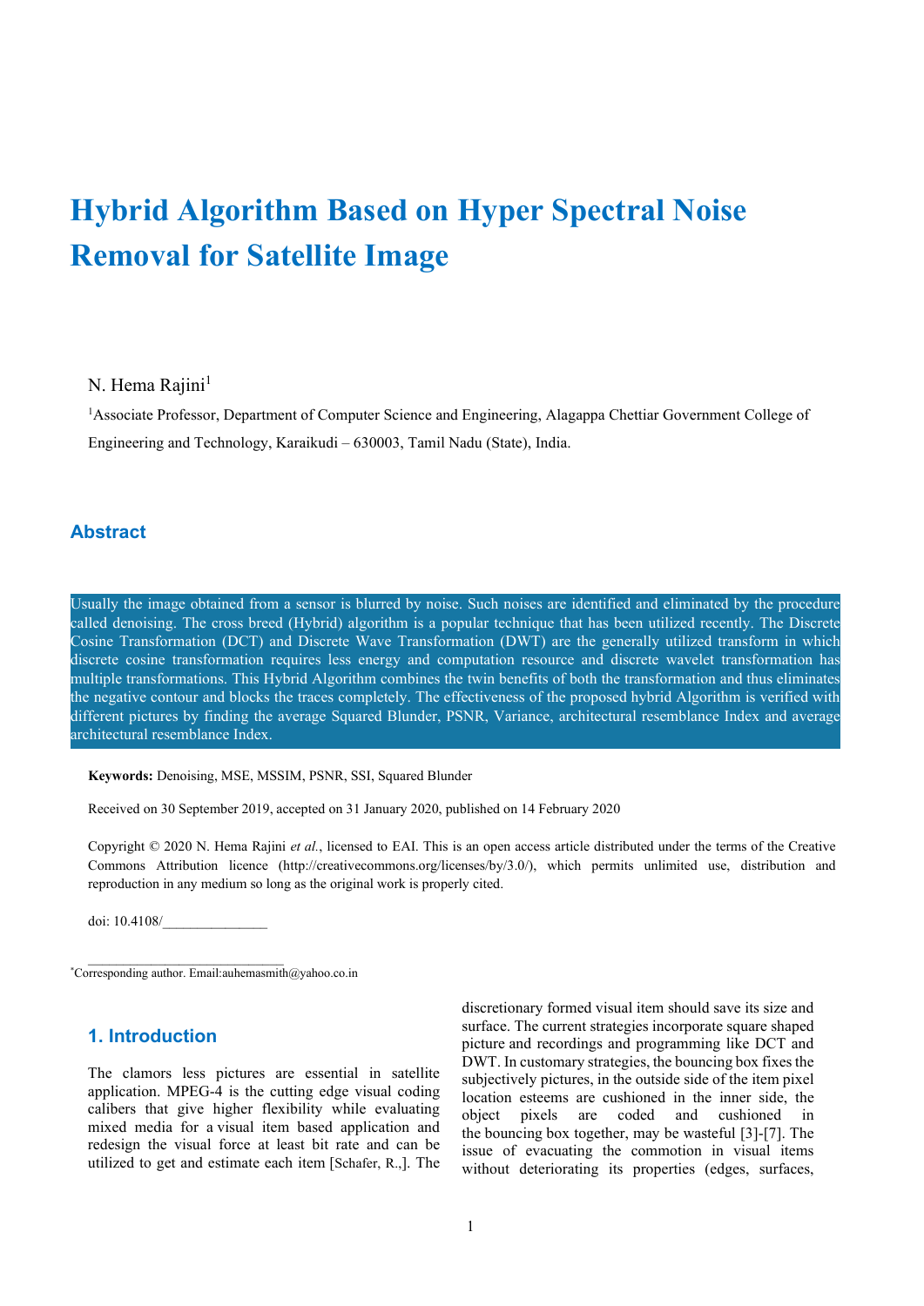# Hybrid Algorithm Based on Hyper Spectral Noise Removal for Satellite Image

N. Hema Rajini[1]

[1]Associate Professor, Department of Computer Science and Engineering, Alagappa Chettiar Government College of Engineering and Technology, Karaikudi – 630003, Tamil Nadu (State), India.

## Abstract

Usually the image obtained from a sensor is blurred by noise. Such noises are identified and eliminated by the procedure called denoising. The cross breed (Hybrid) algorithm is a popular technique that has been utilized recently. The Discrete Cosine Transformation (DCT) and Discrete Wave Transformation (DWT) are the generally utilized transform in which discrete cosine transformation requires less energy and computation resource and discrete wavelet transformation has multiple transformations. This Hybrid Algorithm combines the twin benefits of both the transformation and thus eliminates the negative contour and blocks the traces completely. The effectiveness of the proposed hybrid Algorithm is verified with different pictures by finding the average Squared Blunder, PSNR, Variance, architectural resemblance Index and average architectural resemblance Index.

**Keywords:** Denoising, MSE, MSSIM, PSNR, SSI, Squared Blunder

Received on 30 September 2019, accepted on 31 January 2020, published on 14 February 2020

Copyright © 2020 N. Hema Rajini *et al.*, licensed to EAI. This is an open access article distributed under the terms of the Creative Commons Attribution licence (http://creativecommons.org/licenses/by/3.0/), which permits unlimited use, distribution and reproduction in any medium so long as the original work is properly cited.

doi: 10.4108/_______________

*Corresponding author. Email:auhemasmith@yahoo.co.in

## 1. Introduction

The clamors less pictures are essential in satellite application. MPEG-4 is the cutting edge visual coding calibers that give higher flexibility while evaluating mixed media for a visual item based application and redesign the visual force at least bit rate and can be utilized to get and estimate each item [Schafer, R.,]. The discretionary formed visual item should save its size and surface. The current strategies incorporate square shaped picture and recordings and programming like DCT and DWT. In customary strategies, the bouncing box fixes the subjectively pictures, in the outside side of the item pixel location esteems are cushioned in the inner side, the object pixels are coded and cushioned in the bouncing box together, may be wasteful [3]-[7]. The issue of evacuating the commotion in visual items without deteriorating its properties (edges, surfaces,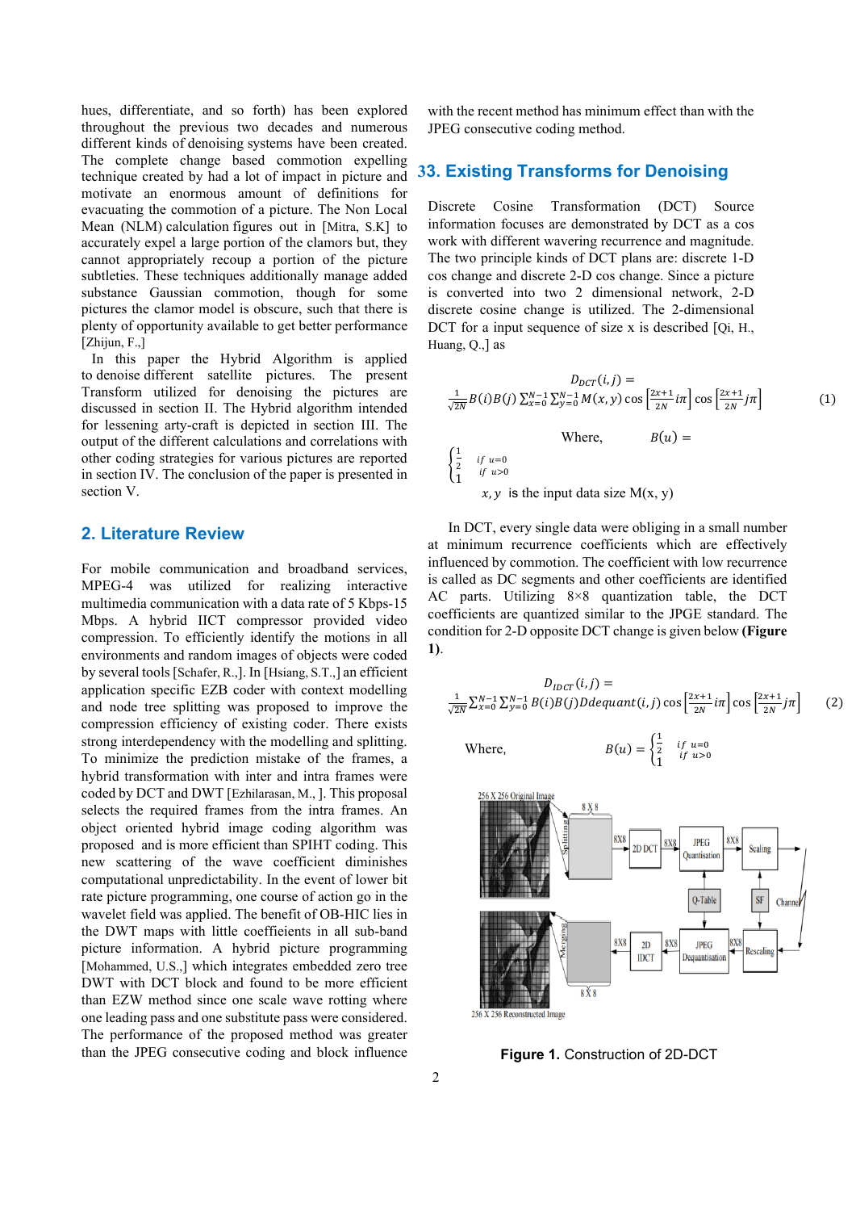hues, differentiate, and so forth) has been explored throughout the previous two decades and numerous different kinds of denoising systems have been created. The complete change based commotion expelling technique created by had a lot of impact in picture and motivate an enormous amount of definitions for evacuating the commotion of a picture. The Non Local Mean (NLM) calculation figures out in [Mitra, S.K] to accurately expel a large portion of the clamors but, they cannot appropriately recoup a portion of the picture subtleties. These techniques additionally manage added substance Gaussian commotion, though for some pictures the clamor model is obscure, such that there is plenty of opportunity available to get better performance [Zhijun, F.,]

In this paper the Hybrid Algorithm is applied to denoise different satellite pictures. The present Transform utilized for denoising the pictures are discussed in section II. The Hybrid algorithm intended for lessening arty-craft is depicted in section III. The output of the different calculations and correlations with other coding strategies for various pictures are reported in section IV. The conclusion of the paper is presented in section V.

## 2. Literature Review

For mobile communication and broadband services, MPEG-4 was utilized for realizing interactive multimedia communication with a data rate of 5 Kbps-15 Mbps. A hybrid IICT compressor provided video compression. To efficiently identify the motions in all environments and random images of objects were coded by several tools [Schafer, R.,]. In [Hsiang, S.T.,] an efficient application specific EZB coder with context modelling and node tree splitting was proposed to improve the compression efficiency of existing coder. There exists strong interdependency with the modelling and splitting. To minimize the prediction mistake of the frames, a hybrid transformation with inter and intra frames were coded by DCT and DWT [Ezhilarasan, M., ]. This proposal selects the required frames from the intra frames. An object oriented hybrid image coding algorithm was proposed and is more efficient than SPIHT coding. This new scattering of the wave coefficient diminishes computational unpredictability. In the event of lower bit rate picture programming, one course of action go in the wavelet field was applied. The benefit of OB-HIC lies in the DWT maps with little coefficients in all sub-band picture information. A hybrid picture programming [Mohammed, U.S.,] which integrates embedded zero tree DWT with DCT block and found to be more efficient than EZW method since one scale wave rotting where one leading pass and one substitute pass were considered. The performance of the proposed method was greater than the JPEG consecutive coding and block influence with the recent method has minimum effect than with the JPEG consecutive coding method.

## 33. Existing Transforms for Denoising

Discrete Cosine Transformation (DCT) Source information focuses are demonstrated by DCT as a cos work with different wavering recurrence and magnitude. The two principle kinds of DCT plans are: discrete 1-D cos change and discrete 2-D cos change. Since a picture is converted into two 2 dimensional network, 2-D discrete cosine change is utilized. The 2-dimensional DCT for a input sequence of size x is described [Qi, H., Huang, Q.,] as

$$D_{DCT}(i,j) = \frac{1}{\sqrt{2N}} B(i)B(j) \sum_{x=0}^{N-1}\sum_{y=0}^{N-1} M(x,y) \cos\left[\frac{2x+1}{2N} i\pi\right] \cos\left[\frac{2x+1}{2N} j\pi\right] \quad (1)$$

Where, $B(u) = \begin{cases} \frac{1}{2} & if\ u=0 \\ 1 & if\ u>0 \end{cases}$

$x, y$ is the input data size M(x, y)

In DCT, every single data were obliging in a small number at minimum recurrence coefficients which are effectively influenced by commotion. The coefficient with low recurrence is called as DC segments and other coefficients are identified AC parts. Utilizing 8×8 quantization table, the DCT coefficients are quantized similar to the JPGE standard. The condition for 2-D opposite DCT change is given below **(Figure 1)**.

$$D_{IDCT}(i,j) = \frac{1}{\sqrt{2N}} \sum_{x=0}^{N-1}\sum_{y=0}^{N-1} B(i)B(j) Ddequant(i,j) \cos\left[\frac{2x+1}{2N} i\pi\right] \cos\left[\frac{2x+1}{2N} j\pi\right] \quad (2)$$

Where, $B(u) = \begin{cases} \frac{1}{2} & if\ u=0 \\ 1 & if\ u>0 \end{cases}$

256 X 256 Original Image
8 X 8
Splitting
8X8
2D DCT
8X8
JPEG Quantisation
8X8
Scaling
Q-Table
SF
Channel
Merging
8X8
2D IDCT
8X8
JPEG Dequantisation
8X8
Rescaling
8 X 8
256 X 256 Reconstructed Image

**Figure 1.** Construction of 2D-DCT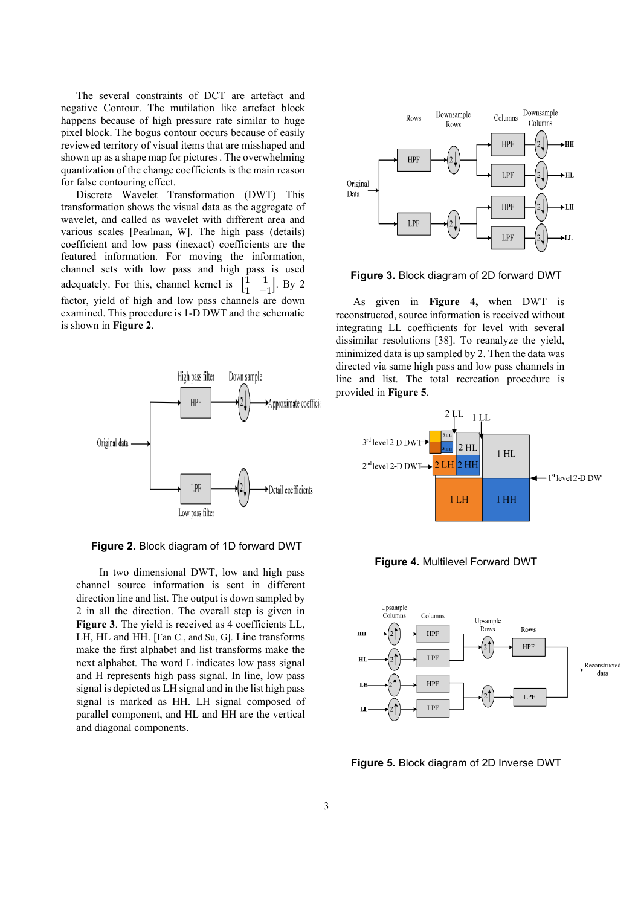The several constraints of DCT are artefact and negative Contour. The mutilation like artefact block happens because of high pressure rate similar to huge pixel block. The bogus contour occurs because of easily reviewed territory of visual items that are misshaped and shown up as a shape map for pictures . The overwhelming quantization of the change coefficients is the main reason for false contouring effect.

Discrete Wavelet Transformation (DWT) This transformation shows the visual data as the aggregate of wavelet, and called as wavelet with different area and various scales [Pearlman, W]. The high pass (details) coefficient and low pass (inexact) coefficients are the featured information. For moving the information, channel sets with low pass and high pass is used adequately. For this, channel kernel is $\begin{bmatrix} 1 & 1 \\ 1 & -1 \end{bmatrix}$. By 2 factor, yield of high and low pass channels are down examined. This procedure is 1-D DWT and the schematic is shown in **Figure 2**.

High pass filter
Down sample
HPF
2
Approximate coeffici
Original data
LPF
2
Detail coefficients
Low pass filter

**Figure 2.** Block diagram of 1D forward DWT

In two dimensional DWT, low and high pass channel source information is sent in different direction line and list. The output is down sampled by 2 in all the direction. The overall step is given in **Figure 3**. The yield is received as 4 coefficients LL, LH, HL and HH. [Fan C., and Su, G]. Line transforms make the first alphabet and list transforms make the next alphabet. The word L indicates low pass signal and H represents high pass signal. In line, low pass signal is depicted as LH signal and in the list high pass signal is marked as HH. LH signal composed of parallel component, and HL and HH are the vertical and diagonal components.

Rows
Downsample Rows
Columns
Downsample Columns
Original Data
HPF
LPF
2
HPF
LPF
HPF
LPF
HH
HL
LH
LL

**Figure 3.** Block diagram of 2D forward DWT

As given in **Figure 4,** when DWT is reconstructed, source information is received without integrating LL coefficients for level with several dissimilar resolutions [38]. To reanalyze the yield, minimized data is up sampled by 2. Then the data was directed via same high pass and low pass channels in line and list. The total recreation procedure is provided in **Figure 5**.

2 LL
1 LL
3rd level 2-D DWT
3 HL
3 HH
2 HL
1 HL
2nd level 2-D DWT
2 LH
2 HH
1st level 2-D DW
1 LH
1 HH

**Figure 4.** Multilevel Forward DWT

Upsample Columns
Columns
Upsample Rows
Rows
HH
HL
LH
LL
2
HPF
LPF
HPF
LPF
HPF
LPF
Reconstructed data

**Figure 5.** Block diagram of 2D Inverse DWT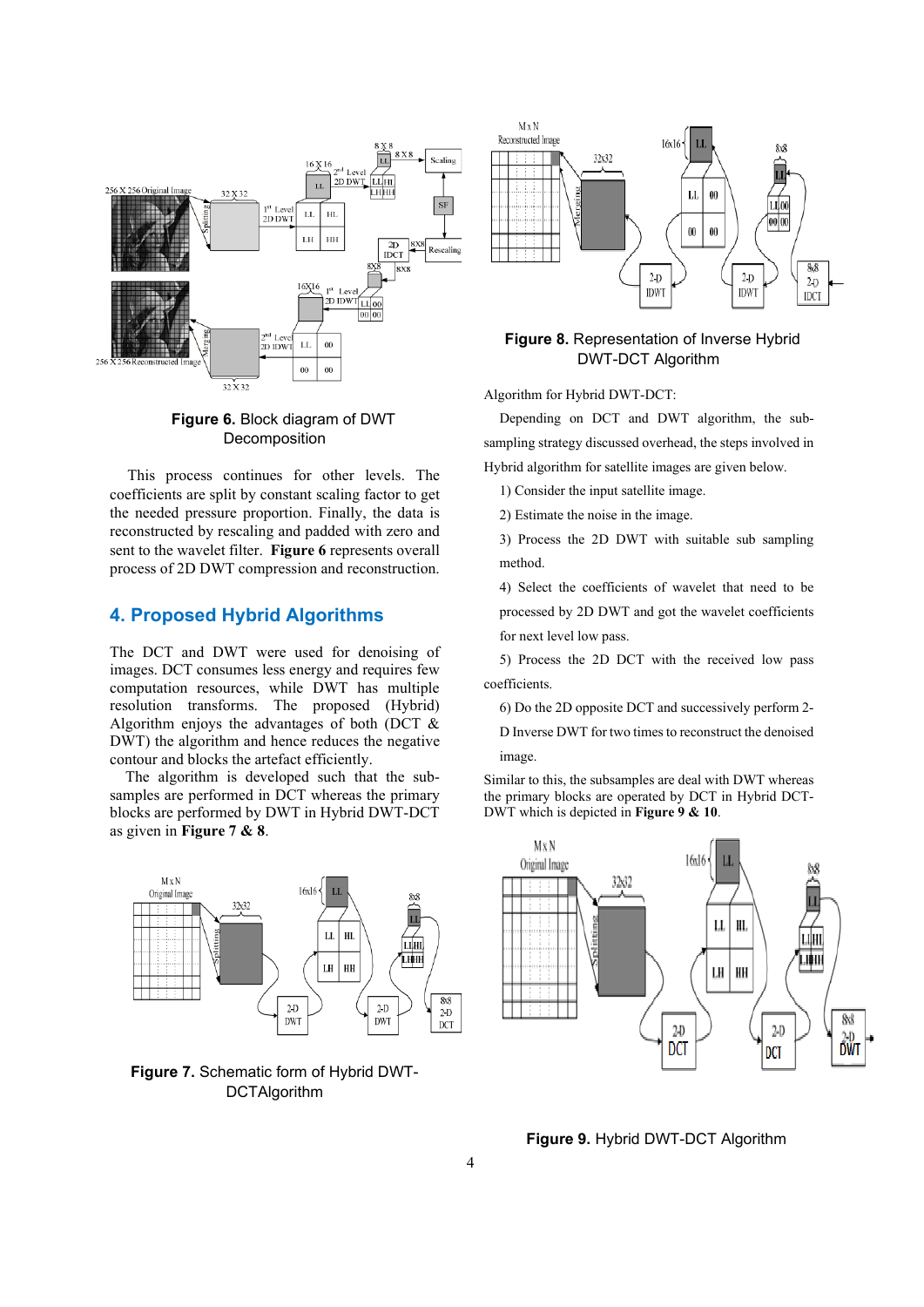Figure 6. Block diagram of DWT Decomposition

This process continues for other levels. The coefficients are split by constant scaling factor to get the needed pressure proportion. Finally, the data is reconstructed by rescaling and padded with zero and sent to the wavelet filter. **Figure 6** represents overall process of 2D DWT compression and reconstruction.

## 4. Proposed Hybrid Algorithms

The DCT and DWT were used for denoising of images. DCT consumes less energy and requires few computation resources, while DWT has multiple resolution transforms. The proposed (Hybrid) Algorithm enjoys the advantages of both (DCT & DWT) the algorithm and hence reduces the negative contour and blocks the artefact efficiently.

The algorithm is developed such that the sub-samples are performed in DCT whereas the primary blocks are performed by DWT in Hybrid DWT-DCT as given in **Figure 7 & 8**.

Figure 7. Schematic form of Hybrid DWT-DCTAlgorithm

Figure 8. Representation of Inverse Hybrid DWT-DCT Algorithm

Algorithm for Hybrid DWT-DCT:

Depending on DCT and DWT algorithm, the sub-sampling strategy discussed overhead, the steps involved in Hybrid algorithm for satellite images are given below.

1) Consider the input satellite image.

2) Estimate the noise in the image.

3) Process the 2D DWT with suitable sub sampling method.

4) Select the coefficients of wavelet that need to be processed by 2D DWT and got the wavelet coefficients for next level low pass.

5) Process the 2D DCT with the received low pass coefficients.

6) Do the 2D opposite DCT and successively perform 2-D Inverse DWT for two times to reconstruct the denoised image.

Similar to this, the subsamples are deal with DWT whereas the primary blocks are operated by DCT in Hybrid DCT-DWT which is depicted in **Figure 9 & 10**.

Figure 9. Hybrid DWT-DCT Algorithm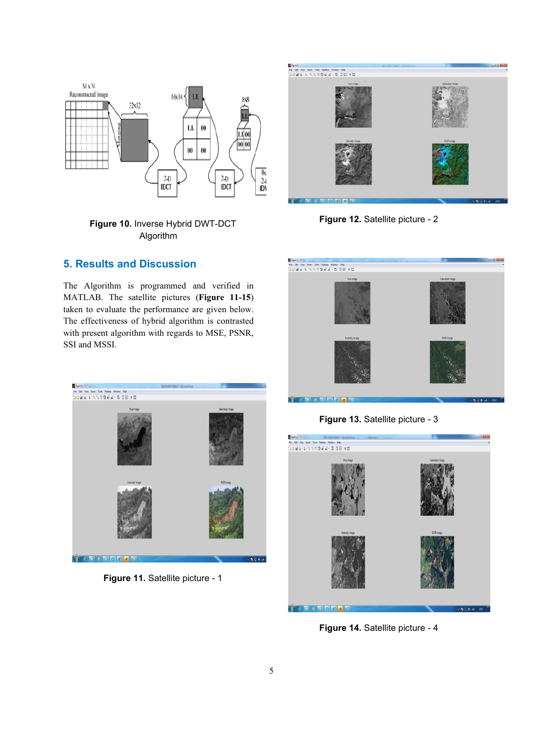Figure 10. Inverse Hybrid DWT-DCT Algorithm

## 5. Results and Discussion

The Algorithm is programmed and verified in MATLAB. The satellite pictures (**Figure 11-15**) taken to evaluate the performance are given below. The effectiveness of hybrid algorithm is contrasted with present algorithm with regards to MSE, PSNR, SSI and MSSI.

**Figure 11.** Satellite picture - 1

**Figure 12.** Satellite picture - 2

**Figure 13.** Satellite picture - 3

**Figure 14.** Satellite picture - 4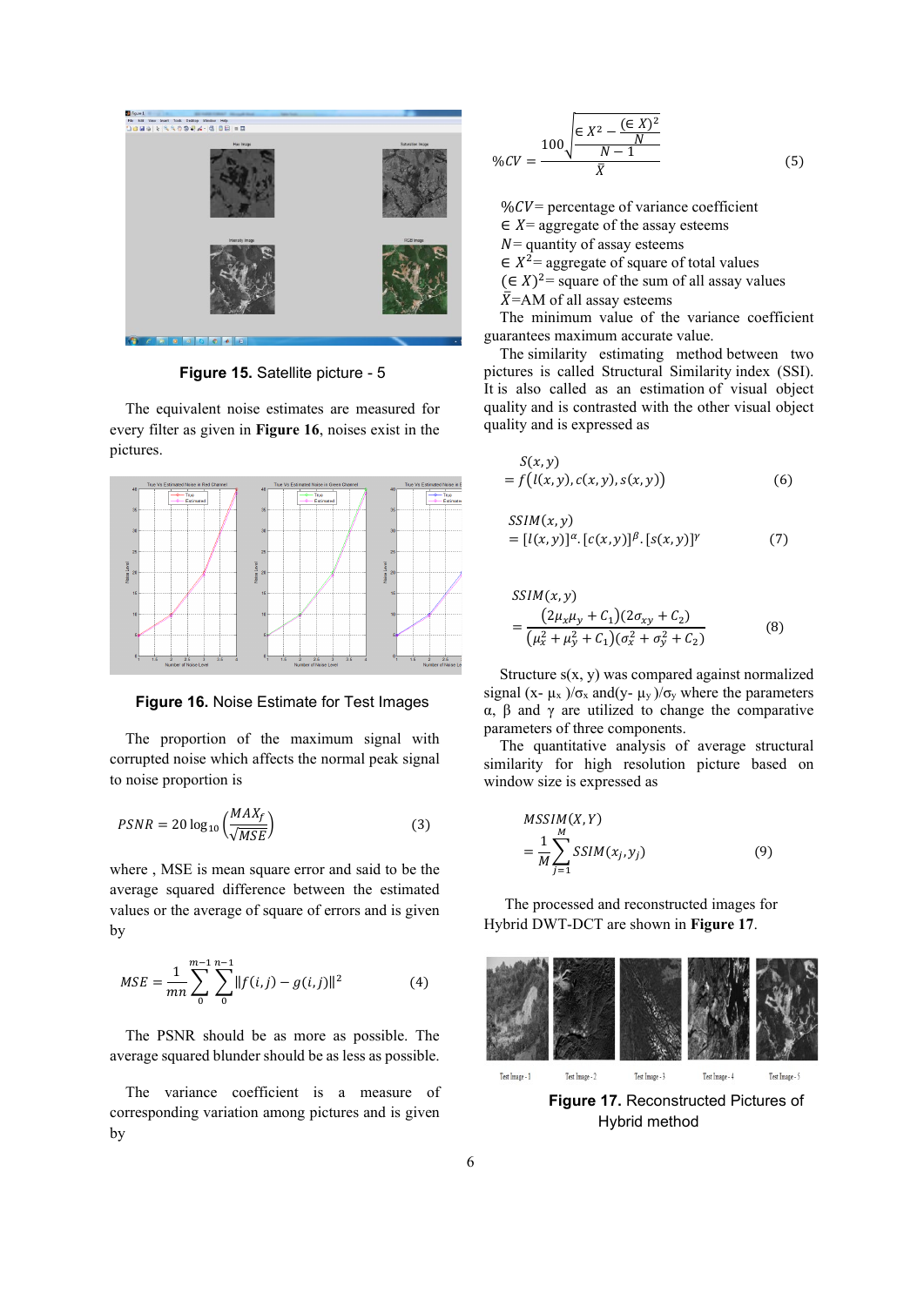Figure 15. Satellite picture - 5

The equivalent noise estimates are measured for every filter as given in **Figure 16**, noises exist in the pictures.

Figure 16. Noise Estimate for Test Images

The proportion of the maximum signal with corrupted noise which affects the normal peak signal to noise proportion is

$$PSNR = 20\log_{10}\left(\frac{MAX_f}{\sqrt{MSE}}\right) \tag{3}$$

where , MSE is mean square error and said to be the average squared difference between the estimated values or the average of square of errors and is given by

$$MSE = \frac{1}{mn}\sum_{0}^{m-1}\sum_{0}^{n-1}\|f(i,j) - g(i,j)\|^2 \tag{4}$$

The PSNR should be as more as possible. The average squared blunder should be as less as possible.

The variance coefficient is a measure of corresponding variation among pictures and is given by

$$\%CV = \frac{100\sqrt{\frac{\in X^2 - \frac{(\in X)^2}{N}}{N-1}}}{\bar{X}} \tag{5}$$

$\%CV$= percentage of variance coefficient
$\in X$= aggregate of the assay esteems
$N$= quantity of assay esteems
$\in X^2$= aggregate of square of total values
$(\in X)^2$= square of the sum of all assay values
$\bar{X}$=AM of all assay esteems

The minimum value of the variance coefficient guarantees maximum accurate value.

The similarity estimating method between two pictures is called Structural Similarity index (SSI). It is also called as an estimation of visual object quality and is contrasted with the other visual object quality and is expressed as

$$S(x,y) = f\big(l(x,y), c(x,y), s(x,y)\big) \tag{6}$$

$$SSIM(x,y) = [l(x,y)]^{\alpha}.[c(x,y)]^{\beta}.[s(x,y)]^{\gamma} \tag{7}$$

$$SSIM(x,y) = \frac{(2\mu_x\mu_y + C_1)(2\sigma_{xy} + C_2)}{(\mu_x^2 + \mu_y^2 + C_1)(\sigma_x^2 + \sigma_y^2 + C_2)} \tag{8}$$

Structure s(x, y) was compared against normalized signal $(x-\mu_x)/\sigma_x$ and $(y-\mu_y)/\sigma_y$ where the parameters $\alpha$, $\beta$ and $\gamma$ are utilized to change the comparative parameters of three components.

The quantitative analysis of average structural similarity for high resolution picture based on window size is expressed as

$$MSSIM(X,Y) = \frac{1}{M}\sum_{j=1}^{M} SSIM(x_j, y_j) \tag{9}$$

The processed and reconstructed images for Hybrid DWT-DCT are shown in **Figure 17**.

Test Image - 1 Test Image - 2 Test Image - 3 Test Image - 4 Test Image - 5

Figure 17. Reconstructed Pictures of Hybrid method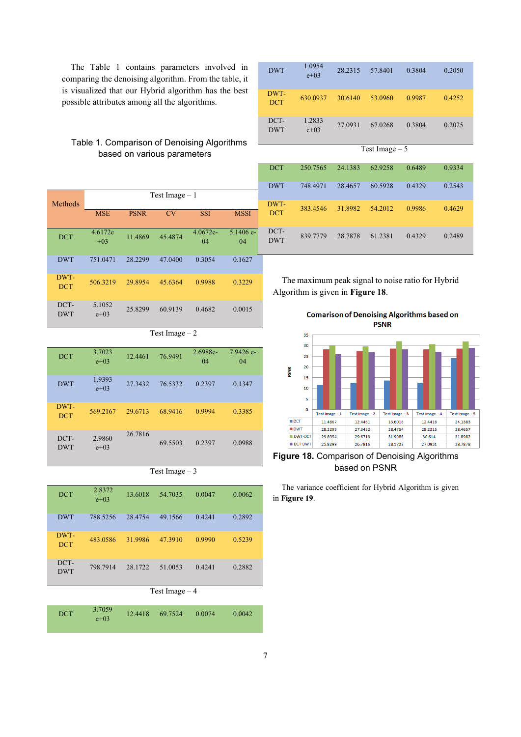The Table 1 contains parameters involved in comparing the denoising algorithm. From the table, it is visualized that our Hybrid algorithm has the best possible attributes among all the algorithms.

Table 1. Comparison of Denoising Algorithms based on various parameters

| Methods | MSE | PSNR | CV | SSI | MSSI |
|---|---|---|---|---|---|
| | Test Image – 1 | | | | |
| DCT | 4.6172e +03 | 11.4869 | 45.4874 | 4.0672e-04 | 5.1406 e-04 |
| DWT | 751.0471 | 28.2299 | 47.0400 | 0.3054 | 0.1627 |
| DWT-DCT | 506.3219 | 29.8954 | 45.6364 | 0.9988 | 0.3229 |
| DCT-DWT | 5.1052 e+03 | 25.8299 | 60.9139 | 0.4682 | 0.0015 |
| | Test Image – 2 | | | | |
| DCT | 3.7023 e+03 | 12.4461 | 76.9491 | 2.6988e-04 | 7.9426 e-04 |
| DWT | 1.9393 e+03 | 27.3432 | 76.5332 | 0.2397 | 0.1347 |
| DWT-DCT | 569.2167 | 29.6713 | 68.9416 | 0.9994 | 0.3385 |
| DCT-DWT | 2.9860 e+03 | 26.7816 | 69.5503 | 0.2397 | 0.0988 |
| | Test Image – 3 | | | | |
| DCT | 2.8372 e+03 | 13.6018 | 54.7035 | 0.0047 | 0.0062 |
| DWT | 788.5256 | 28.4754 | 49.1566 | 0.4241 | 0.2892 |
| DWT-DCT | 483.0586 | 31.9986 | 47.3910 | 0.9990 | 0.5239 |
| DCT-DWT | 798.7914 | 28.1722 | 51.0053 | 0.4241 | 0.2882 |
| | Test Image – 4 | | | | |
| DCT | 3.7059 e+03 | 12.4418 | 69.7524 | 0.0074 | 0.0042 |
| DWT | 1.0954 e+03 | 28.2315 | 57.8401 | 0.3804 | 0.2050 |
| DWT-DCT | 630.0937 | 30.6140 | 53.0960 | 0.9987 | 0.4252 |
| DCT-DWT | 1.2833 e+03 | 27.0931 | 67.0268 | 0.3804 | 0.2025 |
| | Test Image – 5 | | | | |
| DCT | 250.7565 | 24.1383 | 62.9258 | 0.6489 | 0.9334 |
| DWT | 748.4971 | 28.4657 | 60.5928 | 0.4329 | 0.2543 |
| DWT-DCT | 383.4546 | 31.8982 | 54.2012 | 0.9986 | 0.4629 |
| DCT-DWT | 839.7779 | 28.7878 | 61.2381 | 0.4329 | 0.2489 |

The maximum peak signal to noise ratio for Hybrid Algorithm is given in **Figure 18**.

Comarison of Denoising Algorithms based on PSNR

PSNR

35
30
25
20
15
10
5
0

Test Image - 1 | Test Image - 2 | Test Image - 3 | Test Image - 4 | Test Image - 5

DCT 11.4867 12.4461 13.6018 12.4418 24.1383
DWT 28.2299 27.3432 28.4754 28.2315 28.4657
DWT-DCT 29.8954 29.6713 31.9986 30.614 31.8982
DCT-DWT 25.8299 26.7816 28.1722 27.0931 28.7878

**Figure 18.** Comparison of Denoising Algorithms based on PSNR

The variance coefficient for Hybrid Algorithm is given in **Figure 19**.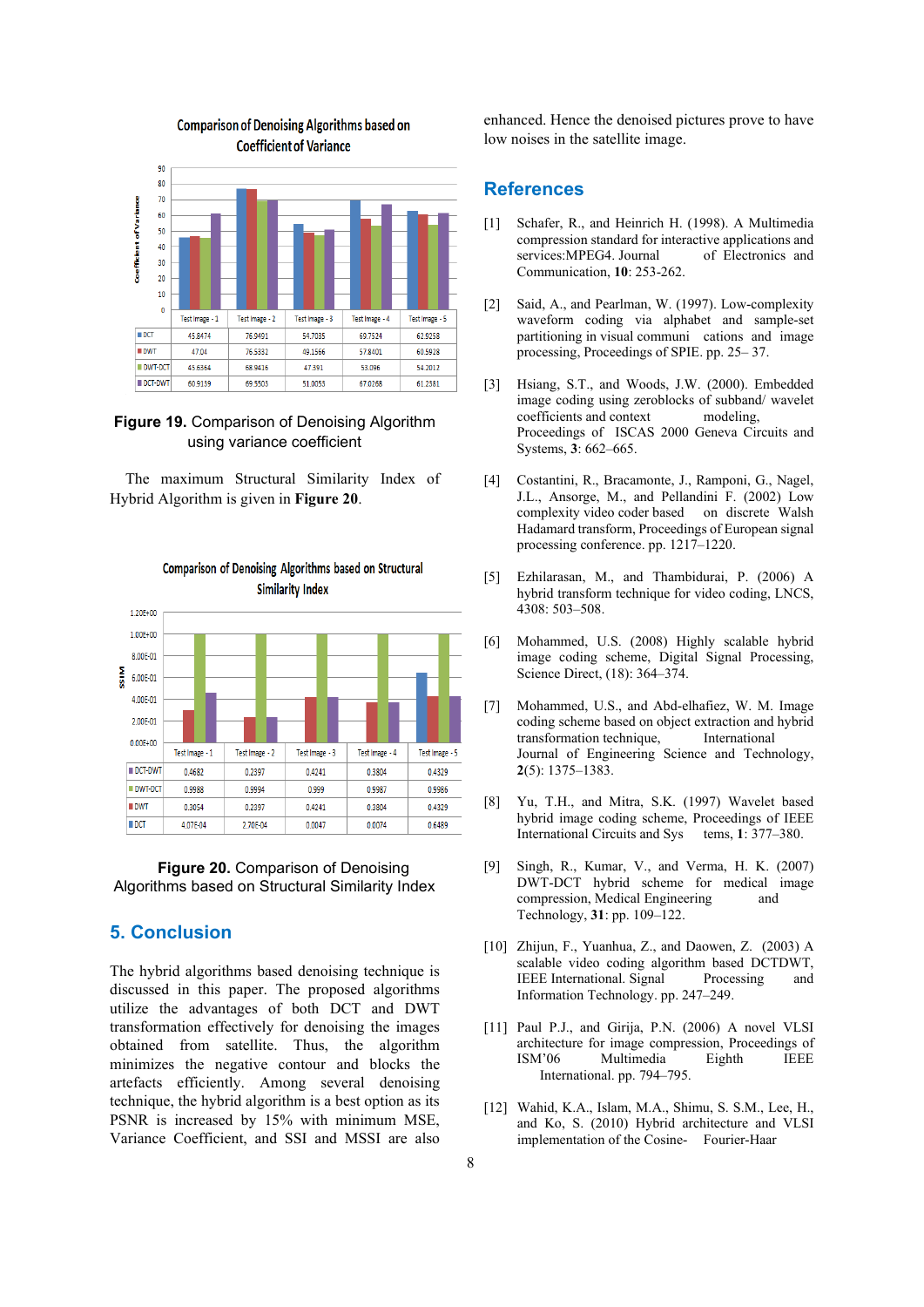Comparison of Denoising Algorithms based on Coefficient of Variance

| | Test Image - 1 | Test Image - 2 | Test Image - 3 | Test Image - 4 | Test Image - 5 |
|---|---|---|---|---|---|
| DCT | 45.8474 | 76.9491 | 54.7035 | 69.7524 | 62.9258 |
| DWT | 47.04 | 76.5332 | 49.1566 | 57.8401 | 60.5928 |
| DWT-DCT | 45.6364 | 68.9416 | 47.391 | 53.096 | 54.2012 |
| DCT-DWT | 60.9139 | 69.5503 | 51.0053 | 67.0268 | 61.2381 |

**Figure 19.** Comparison of Denoising Algorithm using variance coefficient

The maximum Structural Similarity Index of Hybrid Algorithm is given in **Figure 20**.

Comparison of Denoising Algorithms based on Structural Similarity Index

| | Test Image - 1 | Test Image - 2 | Test Image - 3 | Test Image - 4 | Test Image - 5 |
|---|---|---|---|---|---|
| DCT-DWT | 0.4682 | 0.2397 | 0.4241 | 0.3804 | 0.4329 |
| DWT-DCT | 0.9988 | 0.9994 | 0.999 | 0.9987 | 0.9986 |
| DWT | 0.3054 | 0.2397 | 0.4241 | 0.3804 | 0.4329 |
| DCT | 4.07E-04 | 2.70E-04 | 0.0047 | 0.0074 | 0.6489 |

**Figure 20.** Comparison of Denoising Algorithms based on Structural Similarity Index

## 5. Conclusion

The hybrid algorithms based denoising technique is discussed in this paper. The proposed algorithms utilize the advantages of both DCT and DWT transformation effectively for denoising the images obtained from satellite. Thus, the algorithm minimizes the negative contour and blocks the artefacts efficiently. Among several denoising technique, the hybrid algorithm is a best option as its PSNR is increased by 15% with minimum MSE, Variance Coefficient, and SSI and MSSI are also enhanced. Hence the denoised pictures prove to have low noises in the satellite image.

## References

[1] Schafer, R., and Heinrich H. (1998). A Multimedia compression standard for interactive applications and services:MPEG4. Journal of Electronics and Communication, **10**: 253-262.

[2] Said, A., and Pearlman, W. (1997). Low-complexity waveform coding via alphabet and sample-set partitioning in visual communi cations and image processing, Proceedings of SPIE. pp. 25– 37.

[3] Hsiang, S.T., and Woods, J.W. (2000). Embedded image coding using zeroblocks of subband/ wavelet coefficients and context modeling, Proceedings of ISCAS 2000 Geneva Circuits and Systems, **3**: 662–665.

[4] Costantini, R., Bracamonte, J., Ramponi, G., Nagel, J.L., Ansorge, M., and Pellandini F. (2002) Low complexity video coder based on discrete Walsh Hadamard transform, Proceedings of European signal processing conference. pp. 1217–1220.

[5] Ezhilarasan, M., and Thambidurai, P. (2006) A hybrid transform technique for video coding, LNCS, 4308: 503–508.

[6] Mohammed, U.S. (2008) Highly scalable hybrid image coding scheme, Digital Signal Processing, Science Direct, (18): 364–374.

[7] Mohammed, U.S., and Abd-elhafiez, W. M. Image coding scheme based on object extraction and hybrid transformation technique, International Journal of Engineering Science and Technology, **2**(5): 1375–1383.

[8] Yu, T.H., and Mitra, S.K. (1997) Wavelet based hybrid image coding scheme, Proceedings of IEEE International Circuits and Sys tems, **1**: 377–380.

[9] Singh, R., Kumar, V., and Verma, H. K. (2007) DWT-DCT hybrid scheme for medical image compression, Medical Engineering and Technology, **31**: pp. 109–122.

[10] Zhijun, F., Yuanhua, Z., and Daowen, Z. (2003) A scalable video coding algorithm based DCTDWT, IEEE International. Signal Processing and Information Technology. pp. 247–249.

[11] Paul P.J., and Girija, P.N. (2006) A novel VLSI architecture for image compression, Proceedings of ISM'06 Multimedia Eighth IEEE International. pp. 794–795.

[12] Wahid, K.A., Islam, M.A., Shimu, S. S.M., Lee, H., and Ko, S. (2010) Hybrid architecture and VLSI implementation of the Cosine- Fourier-Haar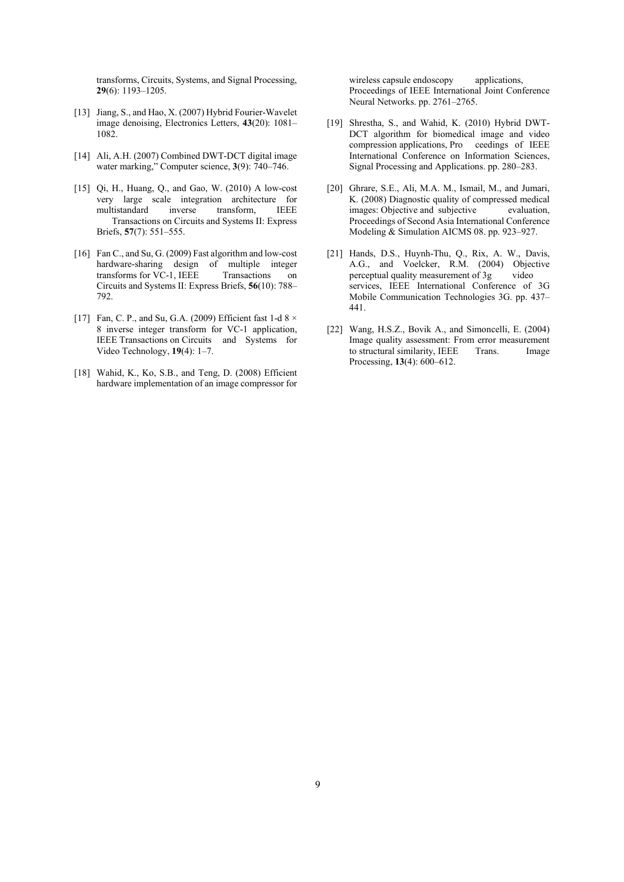transforms, Circuits, Systems, and Signal Processing, **29**(6): 1193–1205.

[13] Jiang, S., and Hao, X. (2007) Hybrid Fourier-Wavelet image denoising, Electronics Letters, **43**(20): 1081–1082.

[14] Ali, A.H. (2007) Combined DWT-DCT digital image water marking," Computer science, **3**(9): 740–746.

[15] Qi, H., Huang, Q., and Gao, W. (2010) A low-cost very large scale integration architecture for multistandard inverse transform, IEEE Transactions on Circuits and Systems II: Express Briefs, **57**(7): 551–555.

[16] Fan C., and Su, G. (2009) Fast algorithm and low-cost hardware-sharing design of multiple integer transforms for VC-1, IEEE Transactions on Circuits and Systems II: Express Briefs, **56**(10): 788–792.

[17] Fan, C. P., and Su, G.A. (2009) Efficient fast 1-d 8 × 8 inverse integer transform for VC-1 application, IEEE Transactions on Circuits and Systems for Video Technology, **19**(4): 1–7.

[18] Wahid, K., Ko, S.B., and Teng, D. (2008) Efficient hardware implementation of an image compressor for wireless capsule endoscopy applications, Proceedings of IEEE International Joint Conference Neural Networks. pp. 2761–2765.

[19] Shrestha, S., and Wahid, K. (2010) Hybrid DWT-DCT algorithm for biomedical image and video compression applications, Pro ceedings of IEEE International Conference on Information Sciences, Signal Processing and Applications. pp. 280–283.

[20] Ghrare, S.E., Ali, M.A. M., Ismail, M., and Jumari, K. (2008) Diagnostic quality of compressed medical images: Objective and subjective evaluation, Proceedings of Second Asia International Conference Modeling & Simulation AICMS 08. pp. 923–927.

[21] Hands, D.S., Huynh-Thu, Q., Rix, A. W., Davis, A.G., and Voelcker, R.M. (2004) Objective perceptual quality measurement of 3g video services, IEEE International Conference of 3G Mobile Communication Technologies 3G. pp. 437–441.

[22] Wang, H.S.Z., Bovik A., and Simoncelli, E. (2004) Image quality assessment: From error measurement to structural similarity, IEEE Trans. Image Processing, **13**(4): 600–612.